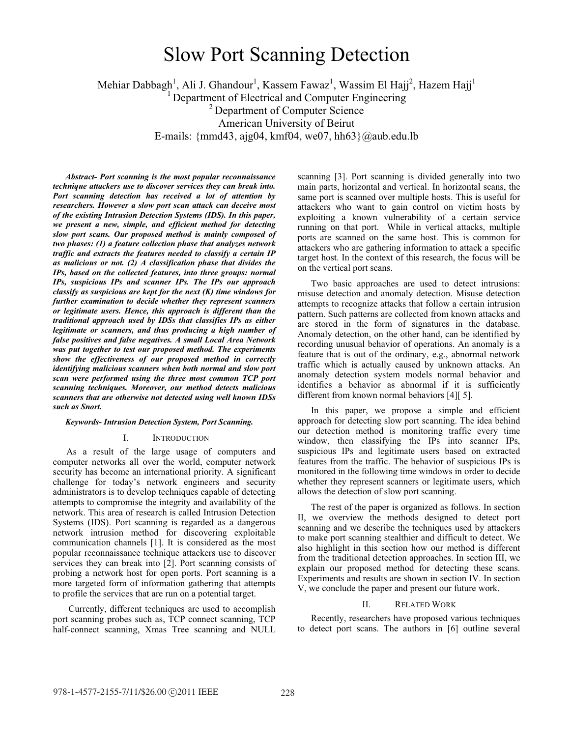# Slow Port Scanning Detection

Mehiar Dabbagh[1], Ali J. Ghandour[1], Kassem Fawaz[1], Wassim El Hajj[2], Hazem Hajj[1]

[1] Department of Electrical and Computer Engineering

[2] Department of Computer Science

American University of Beirut

E-mails: {mmd43, ajg04, kmf04, we07, hh63}@aub.edu.lb

***Abstract-*** ***Port scanning is the most popular reconnaissance technique attackers use to discover services they can break into. Port scanning detection has received a lot of attention by researchers. However a slow port scan attack can deceive most of the existing Intrusion Detection Systems (IDS). In this paper, we present a new, simple, and efficient method for detecting slow port scans. Our proposed method is mainly composed of two phases: (1) a feature collection phase that analyzes network traffic and extracts the features needed to classify a certain IP as malicious or not. (2) A classification phase that divides the IPs, based on the collected features, into three groups: normal IPs, suspicious IPs and scanner IPs. The IPs our approach classify as suspicious are kept for the next (K) time windows for further examination to decide whether they represent scanners or legitimate users. Hence, this approach is different than the traditional approach used by IDSs that classifies IPs as either legitimate or scanners, and thus producing a high number of false positives and false negatives. A small Local Area Network was put together to test our proposed method. The experiments show the effectiveness of our proposed method in correctly identifying malicious scanners when both normal and slow port scan were performed using the three most common TCP port scanning techniques. Moreover, our method detects malicious scanners that are otherwise not detected using well known IDSs such as Snort.***

***Keywords- Intrusion Detection System, Port Scanning.***

## I. Introduction

As a result of the large usage of computers and computer networks all over the world, computer network security has become an international priority. A significant challenge for today's network engineers and security administrators is to develop techniques capable of detecting attempts to compromise the integrity and availability of the network. This area of research is called Intrusion Detection Systems (IDS). Port scanning is regarded as a dangerous network intrusion method for discovering exploitable communication channels [1]. It is considered as the most popular reconnaissance technique attackers use to discover services they can break into [2]. Port scanning consists of probing a network host for open ports. Port scanning is a more targeted form of information gathering that attempts to profile the services that are run on a potential target.

Currently, different techniques are used to accomplish port scanning probes such as, TCP connect scanning, TCP half-connect scanning, Xmas Tree scanning and NULL scanning [3]. Port scanning is divided generally into two main parts, horizontal and vertical. In horizontal scans, the same port is scanned over multiple hosts. This is useful for attackers who want to gain control on victim hosts by exploiting a known vulnerability of a certain service running on that port. While in vertical attacks, multiple ports are scanned on the same host. This is common for attackers who are gathering information to attack a specific target host. In the context of this research, the focus will be on the vertical port scans.

Two basic approaches are used to detect intrusions: misuse detection and anomaly detection. Misuse detection attempts to recognize attacks that follow a certain intrusion pattern. Such patterns are collected from known attacks and are stored in the form of signatures in the database. Anomaly detection, on the other hand, can be identified by recording unusual behavior of operations. An anomaly is a feature that is out of the ordinary, e.g., abnormal network traffic which is actually caused by unknown attacks. An anomaly detection system models normal behavior and identifies a behavior as abnormal if it is sufficiently different from known normal behaviors [4][ 5].

In this paper, we propose a simple and efficient approach for detecting slow port scanning. The idea behind our detection method is monitoring traffic every time window, then classifying the IPs into scanner IPs, suspicious IPs and legitimate users based on extracted features from the traffic. The behavior of suspicious IPs is monitored in the following time windows in order to decide whether they represent scanners or legitimate users, which allows the detection of slow port scanning.

The rest of the paper is organized as follows. In section II, we overview the methods designed to detect port scanning and we describe the techniques used by attackers to make port scanning stealthier and difficult to detect. We also highlight in this section how our method is different from the traditional detection approaches. In section III, we explain our proposed method for detecting these scans. Experiments and results are shown in section IV. In section V, we conclude the paper and present our future work.

## II. Related Work

Recently, researchers have proposed various techniques to detect port scans. The authors in [6] outline several

978-1-4577-2155-7/11/$26.00 ©2011 IEEE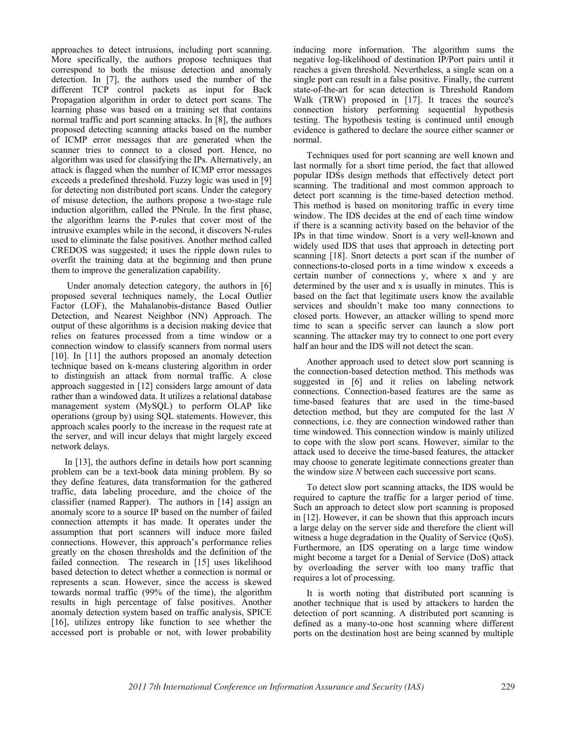approaches to detect intrusions, including port scanning. More specifically, the authors propose techniques that correspond to both the misuse detection and anomaly detection. In [7], the authors used the number of the different TCP control packets as input for Back Propagation algorithm in order to detect port scans. The learning phase was based on a training set that contains normal traffic and port scanning attacks. In [8], the authors proposed detecting scanning attacks based on the number of ICMP error messages that are generated when the scanner tries to connect to a closed port. Hence, no algorithm was used for classifying the IPs. Alternatively, an attack is flagged when the number of ICMP error messages exceeds a predefined threshold. Fuzzy logic was used in [9] for detecting non distributed port scans. Under the category of misuse detection, the authors propose a two-stage rule induction algorithm, called the PNrule. In the first phase, the algorithm learns the P-rules that cover most of the intrusive examples while in the second, it discovers N-rules used to eliminate the false positives. Another method called CREDOS was suggested; it uses the ripple down rules to overfit the training data at the beginning and then prune them to improve the generalization capability.

Under anomaly detection category, the authors in [6] proposed several techniques namely, the Local Outlier Factor (LOF), the Mahalanobis-distance Based Outlier Detection, and Nearest Neighbor (NN) Approach. The output of these algorithms is a decision making device that relies on features processed from a time window or a connection window to classify scanners from normal users [10]. In [11] the authors proposed an anomaly detection technique based on k-means clustering algorithm in order to distinguish an attack from normal traffic. A close approach suggested in [12] considers large amount of data rather than a windowed data. It utilizes a relational database management system (MySQL) to perform OLAP like operations (group by) using SQL statements. However, this approach scales poorly to the increase in the request rate at the server, and will incur delays that might largely exceed network delays.

In [13], the authors define in details how port scanning problem can be a text-book data mining problem. By so they define features, data transformation for the gathered traffic, data labeling procedure, and the choice of the classifier (named Rapper). The authors in [14] assign an anomaly score to a source IP based on the number of failed connection attempts it has made. It operates under the assumption that port scanners will induce more failed connections. However, this approach's performance relies greatly on the chosen thresholds and the definition of the failed connection. The research in [15] uses likelihood based detection to detect whether a connection is normal or represents a scan. However, since the access is skewed towards normal traffic (99% of the time), the algorithm results in high percentage of false positives. Another anomaly detection system based on traffic analysis, SPICE [16], utilizes entropy like function to see whether the accessed port is probable or not, with lower probability inducing more information. The algorithm sums the negative log-likelihood of destination IP/Port pairs until it reaches a given threshold. Nevertheless, a single scan on a single port can result in a false positive. Finally, the current state-of-the-art for scan detection is Threshold Random Walk (TRW) proposed in [17]. It traces the source's connection history performing sequential hypothesis testing. The hypothesis testing is continued until enough evidence is gathered to declare the source either scanner or normal.

Techniques used for port scanning are well known and last normally for a short time period, the fact that allowed popular IDSs design methods that effectively detect port scanning. The traditional and most common approach to detect port scanning is the time-based detection method. This method is based on monitoring traffic in every time window. The IDS decides at the end of each time window if there is a scanning activity based on the behavior of the IPs in that time window. Snort is a very well-known and widely used IDS that uses that approach in detecting port scanning [18]. Snort detects a port scan if the number of connections-to-closed ports in a time window x exceeds a certain number of connections y, where x and y are determined by the user and x is usually in minutes. This is based on the fact that legitimate users know the available services and shouldn't make too many connections to closed ports. However, an attacker willing to spend more time to scan a specific server can launch a slow port scanning. The attacker may try to connect to one port every half an hour and the IDS will not detect the scan.

Another approach used to detect slow port scanning is the connection-based detection method. This methods was suggested in [6] and it relies on labeling network connections. Connection-based features are the same as time-based features that are used in the time-based detection method, but they are computed for the last $N$ connections, i.e. they are connection windowed rather than time windowed. This connection window is mainly utilized to cope with the slow port scans. However, similar to the attack used to deceive the time-based features, the attacker may choose to generate legitimate connections greater than the window size $N$ between each successive port scans.

To detect slow port scanning attacks, the IDS would be required to capture the traffic for a larger period of time. Such an approach to detect slow port scanning is proposed in [12]. However, it can be shown that this approach incurs a large delay on the server side and therefore the client will witness a huge degradation in the Quality of Service (QoS). Furthermore, an IDS operating on a large time window might become a target for a Denial of Service (DoS) attack by overloading the server with too many traffic that requires a lot of processing.

It is worth noting that distributed port scanning is another technique that is used by attackers to harden the detection of port scanning. A distributed port scanning is defined as a many-to-one host scanning where different ports on the destination host are being scanned by multiple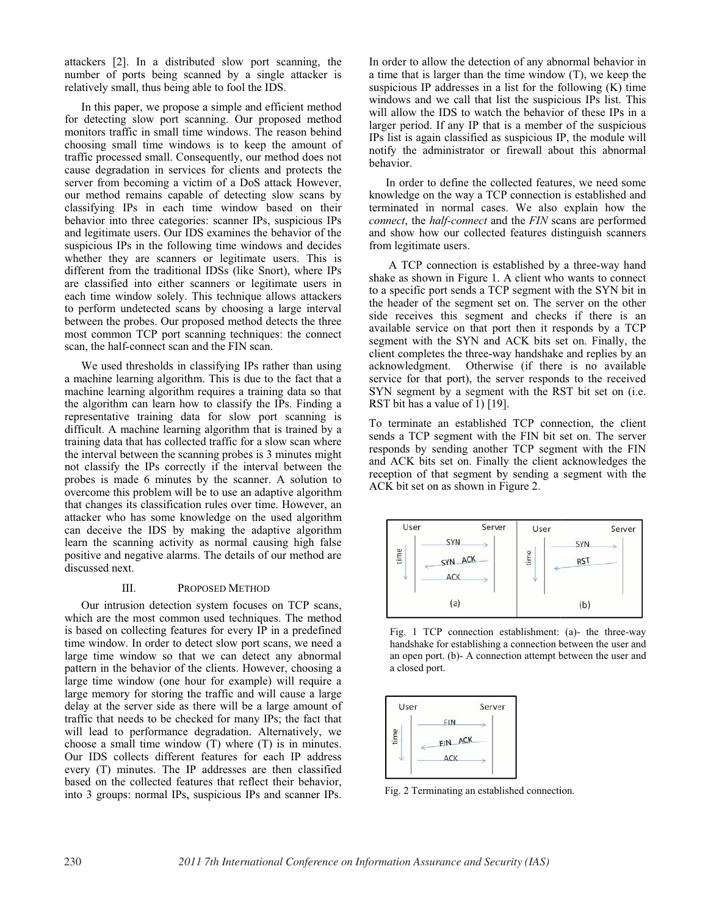attackers [2]. In a distributed slow port scanning, the number of ports being scanned by a single attacker is relatively small, thus being able to fool the IDS.

In this paper, we propose a simple and efficient method for detecting slow port scanning. Our proposed method monitors traffic in small time windows. The reason behind choosing small time windows is to keep the amount of traffic processed small. Consequently, our method does not cause degradation in services for clients and protects the server from becoming a victim of a DoS attack However, our method remains capable of detecting slow scans by classifying IPs in each time window based on their behavior into three categories: scanner IPs, suspicious IPs and legitimate users. Our IDS examines the behavior of the suspicious IPs in the following time windows and decides whether they are scanners or legitimate users. This is different from the traditional IDSs (like Snort), where IPs are classified into either scanners or legitimate users in each time window solely. This technique allows attackers to perform undetected scans by choosing a large interval between the probes. Our proposed method detects the three most common TCP port scanning techniques: the connect scan, the half-connect scan and the FIN scan.

We used thresholds in classifying IPs rather than using a machine learning algorithm. This is due to the fact that a machine learning algorithm requires a training data so that the algorithm can learn how to classify the IPs. Finding a representative training data for slow port scanning is difficult. A machine learning algorithm that is trained by a training data that has collected traffic for a slow scan where the interval between the scanning probes is 3 minutes might not classify the IPs correctly if the interval between the probes is made 6 minutes by the scanner. A solution to overcome this problem will be to use an adaptive algorithm that changes its classification rules over time. However, an attacker who has some knowledge on the used algorithm can deceive the IDS by making the adaptive algorithm learn the scanning activity as normal causing high false positive and negative alarms. The details of our method are discussed next.

## III. PROPOSED METHOD

Our intrusion detection system focuses on TCP scans, which are the most common used techniques. The method is based on collecting features for every IP in a predefined time window. In order to detect slow port scans, we need a large time window so that we can detect any abnormal pattern in the behavior of the clients. However, choosing a large time window (one hour for example) will require a large memory for storing the traffic and will cause a large delay at the server side as there will be a large amount of traffic that needs to be checked for many IPs; the fact that will lead to performance degradation. Alternatively, we choose a small time window (T) where (T) is in minutes. Our IDS collects different features for each IP address every (T) minutes. The IP addresses are then classified based on the collected features that reflect their behavior, into 3 groups: normal IPs, suspicious IPs and scanner IPs.

In order to allow the detection of any abnormal behavior in a time that is larger than the time window (T), we keep the suspicious IP addresses in a list for the following (K) time windows and we call that list the suspicious IPs list. This will allow the IDS to watch the behavior of these IPs in a larger period. If any IP that is a member of the suspicious IPs list is again classified as suspicious IP, the module will notify the administrator or firewall about this abnormal behavior.

In order to define the collected features, we need some knowledge on the way a TCP connection is established and terminated in normal cases. We also explain how the *connect*, the *half-connect* and the *FIN* scans are performed and show how our collected features distinguish scanners from legitimate users.

A TCP connection is established by a three-way hand shake as shown in Figure 1. A client who wants to connect to a specific port sends a TCP segment with the SYN bit in the header of the segment set on. The server on the other side receives this segment and checks if there is an available service on that port then it responds by a TCP segment with the SYN and ACK bits set on. Finally, the client completes the three-way handshake and replies by an acknowledgment. Otherwise (if there is no available service for that port), the server responds to the received SYN segment by a segment with the RST bit set on (i.e. RST bit has a value of 1) [19].

To terminate an established TCP connection, the client sends a TCP segment with the FIN bit set on. The server responds by sending another TCP segment with the FIN and ACK bits set on. Finally the client acknowledges the reception of that segment by sending a segment with the ACK bit set on as shown in Figure 2.

Fig. 1 TCP connection establishment: (a)- the three-way handshake for establishing a connection between the user and an open port. (b)- A connection attempt between the user and a closed port.

Fig. 2 Terminating an established connection.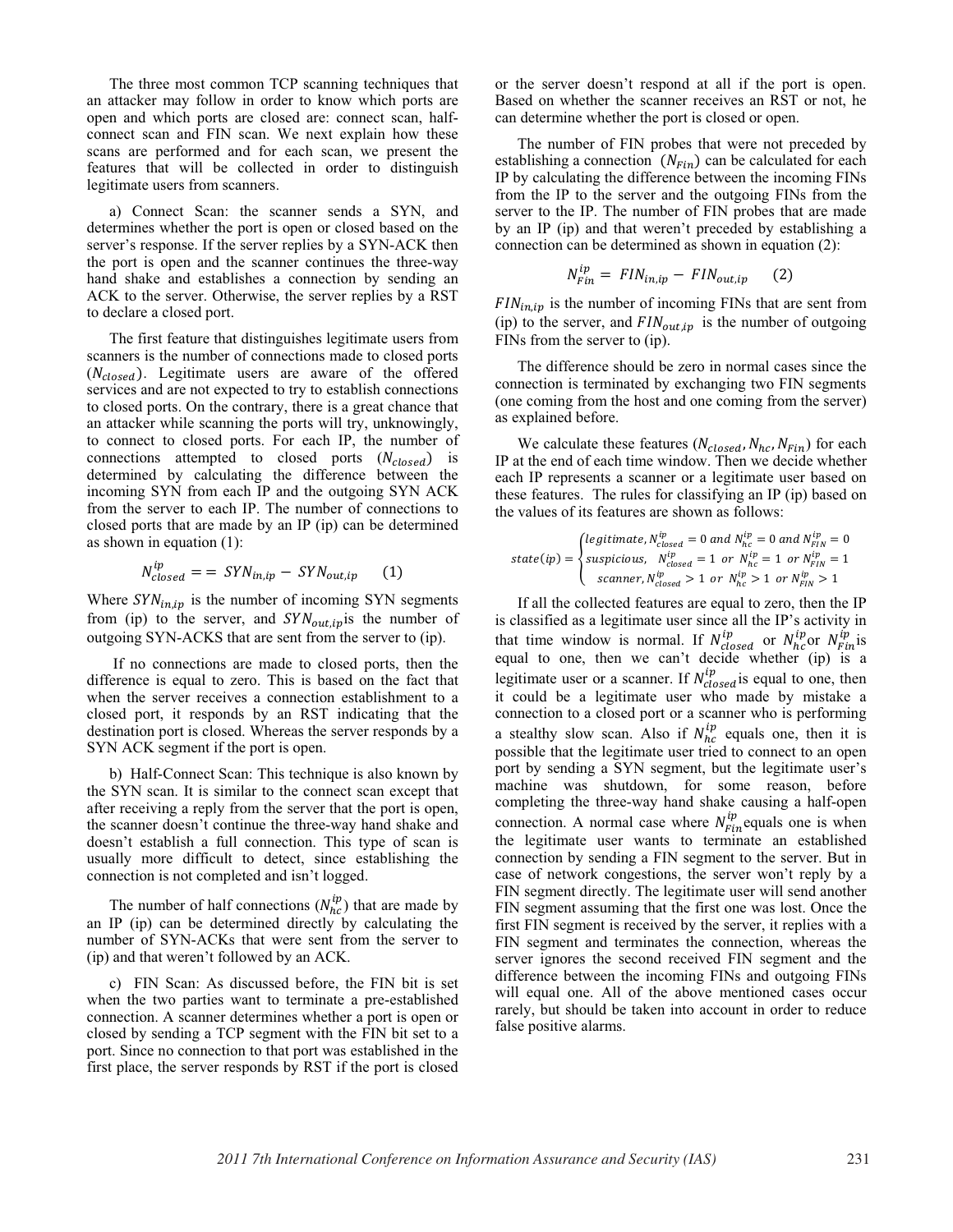The three most common TCP scanning techniques that an attacker may follow in order to know which ports are open and which ports are closed are: connect scan, half-connect scan and FIN scan. We next explain how these scans are performed and for each scan, we present the features that will be collected in order to distinguish legitimate users from scanners.

a) Connect Scan: the scanner sends a SYN, and determines whether the port is open or closed based on the server's response. If the server replies by a SYN-ACK then the port is open and the scanner continues the three-way hand shake and establishes a connection by sending an ACK to the server. Otherwise, the server replies by a RST to declare a closed port.

The first feature that distinguishes legitimate users from scanners is the number of connections made to closed ports ($N_{closed}$). Legitimate users are aware of the offered services and are not expected to try to establish connections to closed ports. On the contrary, there is a great chance that an attacker while scanning the ports will try, unknowingly, to connect to closed ports. For each IP, the number of connections attempted to closed ports ($N_{closed}$) is determined by calculating the difference between the incoming SYN from each IP and the outgoing SYN ACK from the server to each IP. The number of connections to closed ports that are made by an IP (ip) can be determined as shown in equation (1):

$$N_{closed}^{ip} == SYN_{in,ip} - SYN_{out,ip} \quad (1)$$

Where $SYN_{in,ip}$ is the number of incoming SYN segments from (ip) to the server, and $SYN_{out,ip}$ is the number of outgoing SYN-ACKS that are sent from the server to (ip).

If no connections are made to closed ports, then the difference is equal to zero. This is based on the fact that when the server receives a connection establishment to a closed port, it responds by an RST indicating that the destination port is closed. Whereas the server responds by a SYN ACK segment if the port is open.

b) Half-Connect Scan: This technique is also known by the SYN scan. It is similar to the connect scan except that after receiving a reply from the server that the port is open, the scanner doesn't continue the three-way hand shake and doesn't establish a full connection. This type of scan is usually more difficult to detect, since establishing the connection is not completed and isn't logged.

The number of half connections ($N_{hc}^{ip}$) that are made by an IP (ip) can be determined directly by calculating the number of SYN-ACKs that were sent from the server to (ip) and that weren't followed by an ACK.

c) FIN Scan: As discussed before, the FIN bit is set when the two parties want to terminate a pre-established connection. A scanner determines whether a port is open or closed by sending a TCP segment with the FIN bit set to a port. Since no connection to that port was established in the first place, the server responds by RST if the port is closed or the server doesn't respond at all if the port is open. Based on whether the scanner receives an RST or not, he can determine whether the port is closed or open.

The number of FIN probes that were not preceded by establishing a connection ($N_{Fin}$) can be calculated for each IP by calculating the difference between the incoming FINs from the IP to the server and the outgoing FINs from the server to the IP. The number of FIN probes that are made by an IP (ip) and that weren't preceded by establishing a connection can be determined as shown in equation (2):

$$N_{Fin}^{ip} = FIN_{in,ip} - FIN_{out,ip} \quad (2)$$

$FIN_{in,ip}$ is the number of incoming FINs that are sent from (ip) to the server, and $FIN_{out,ip}$ is the number of outgoing FINs from the server to (ip).

The difference should be zero in normal cases since the connection is terminated by exchanging two FIN segments (one coming from the host and one coming from the server) as explained before.

We calculate these features ($N_{closed}, N_{hc}, N_{Fin}$) for each IP at the end of each time window. Then we decide whether each IP represents a scanner or a legitimate user based on these features. The rules for classifying an IP (ip) based on the values of its features are shown as follows:

$$state(ip) = \begin{cases} legitimate, N_{closed}^{ip} = 0 \text{ and } N_{hc}^{ip} = 0 \text{ and } N_{FIN}^{ip} = 0 \\ suspicious, \ \ N_{closed}^{ip} = 1 \text{ or } N_{hc}^{ip} = 1 \text{ or } N_{FIN}^{ip} = 1 \\ scanner, N_{closed}^{ip} > 1 \text{ or } N_{hc}^{ip} > 1 \text{ or } N_{FIN}^{ip} > 1 \end{cases}$$

If all the collected features are equal to zero, then the IP is classified as a legitimate user since all the IP's activity in that time window is normal. If $N_{closed}^{ip}$ or $N_{hc}^{ip}$or $N_{Fin}^{ip}$is equal to one, then we can't decide whether (ip) is a legitimate user or a scanner. If $N_{closed}^{ip}$is equal to one, then it could be a legitimate user who made by mistake a connection to a closed port or a scanner who is performing a stealthy slow scan. Also if $N_{hc}^{ip}$ equals one, then it is possible that the legitimate user tried to connect to an open port by sending a SYN segment, but the legitimate user's machine was shutdown, for some reason, before completing the three-way hand shake causing a half-open connection. A normal case where $N_{Fin}^{ip}$equals one is when the legitimate user wants to terminate an established connection by sending a FIN segment to the server. But in case of network congestions, the server won't reply by a FIN segment directly. The legitimate user will send another FIN segment assuming that the first one was lost. Once the first FIN segment is received by the server, it replies with a FIN segment and terminates the connection, whereas the server ignores the second received FIN segment and the difference between the incoming FINs and outgoing FINs will equal one. All of the above mentioned cases occur rarely, but should be taken into account in order to reduce false positive alarms.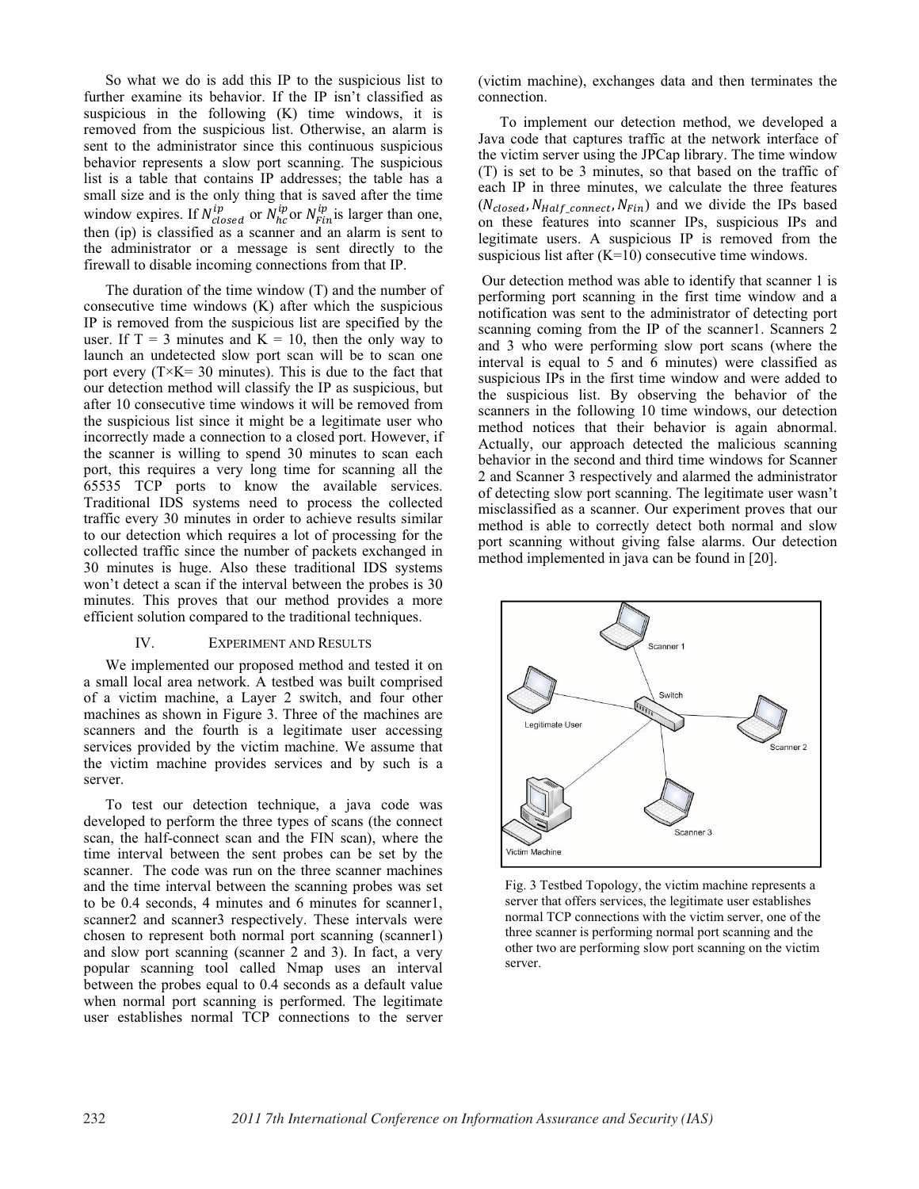So what we do is add this IP to the suspicious list to further examine its behavior. If the IP isn't classified as suspicious in the following (K) time windows, it is removed from the suspicious list. Otherwise, an alarm is sent to the administrator since this continuous suspicious behavior represents a slow port scanning. The suspicious list is a table that contains IP addresses; the table has a small size and is the only thing that is saved after the time window expires. If $N_{closed}^{ip}$ or $N_{hc}^{ip}$ or $N_{Fin}^{ip}$ is larger than one, then (ip) is classified as a scanner and an alarm is sent to the administrator or a message is sent directly to the firewall to disable incoming connections from that IP.

The duration of the time window (T) and the number of consecutive time windows (K) after which the suspicious IP is removed from the suspicious list are specified by the user. If T = 3 minutes and K = 10, then the only way to launch an undetected slow port scan will be to scan one port every (T×K= 30 minutes). This is due to the fact that our detection method will classify the IP as suspicious, but after 10 consecutive time windows it will be removed from the suspicious list since it might be a legitimate user who incorrectly made a connection to a closed port. However, if the scanner is willing to spend 30 minutes to scan each port, this requires a very long time for scanning all the 65535 TCP ports to know the available services. Traditional IDS systems need to process the collected traffic every 30 minutes in order to achieve results similar to our detection which requires a lot of processing for the collected traffic since the number of packets exchanged in 30 minutes is huge. Also these traditional IDS systems won't detect a scan if the interval between the probes is 30 minutes. This proves that our method provides a more efficient solution compared to the traditional techniques.

## IV. Experiment and Results

We implemented our proposed method and tested it on a small local area network. A testbed was built comprised of a victim machine, a Layer 2 switch, and four other machines as shown in Figure 3. Three of the machines are scanners and the fourth is a legitimate user accessing services provided by the victim machine. We assume that the victim machine provides services and by such is a server.

To test our detection technique, a java code was developed to perform the three types of scans (the connect scan, the half-connect scan and the FIN scan), where the time interval between the sent probes can be set by the scanner. The code was run on the three scanner machines and the time interval between the scanning probes was set to be 0.4 seconds, 4 minutes and 6 minutes for scanner1, scanner2 and scanner3 respectively. These intervals were chosen to represent both normal port scanning (scanner1) and slow port scanning (scanner 2 and 3). In fact, a very popular scanning tool called Nmap uses an interval between the probes equal to 0.4 seconds as a default value when normal port scanning is performed. The legitimate user establishes normal TCP connections to the server (victim machine), exchanges data and then terminates the connection.

To implement our detection method, we developed a Java code that captures traffic at the network interface of the victim server using the JPCap library. The time window (T) is set to be 3 minutes, so that based on the traffic of each IP in three minutes, we calculate the three features ($N_{closed}, N_{Half\_connect}, N_{Fin}$) and we divide the IPs based on these features into scanner IPs, suspicious IPs and legitimate users. A suspicious IP is removed from the suspicious list after (K=10) consecutive time windows.

Our detection method was able to identify that scanner 1 is performing port scanning in the first time window and a notification was sent to the administrator of detecting port scanning coming from the IP of the scanner1. Scanners 2 and 3 who were performing slow port scans (where the interval is equal to 5 and 6 minutes) were classified as suspicious IPs in the first time window and were added to the suspicious list. By observing the behavior of the scanners in the following 10 time windows, our detection method notices that their behavior is again abnormal. Actually, our approach detected the malicious scanning behavior in the second and third time windows for Scanner 2 and Scanner 3 respectively and alarmed the administrator of detecting slow port scanning. The legitimate user wasn't misclassified as a scanner. Our experiment proves that our method is able to correctly detect both normal and slow port scanning without giving false alarms. Our detection method implemented in java can be found in [20].

Fig. 3 Testbed Topology, the victim machine represents a server that offers services, the legitimate user establishes normal TCP connections with the victim server, one of the three scanner is performing normal port scanning and the other two are performing slow port scanning on the victim server.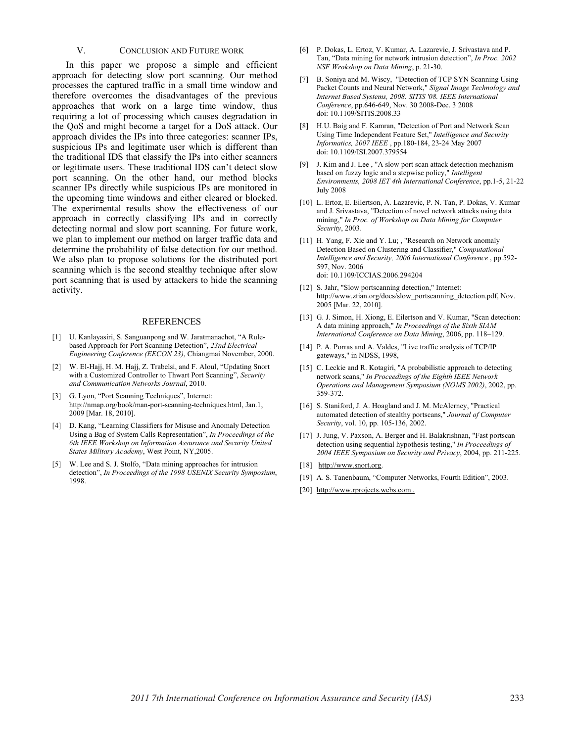## V. Conclusion and Future Work

In this paper we propose a simple and efficient approach for detecting slow port scanning. Our method processes the captured traffic in a small time window and therefore overcomes the disadvantages of the previous approaches that work on a large time window, thus requiring a lot of processing which causes degradation in the QoS and might become a target for a DoS attack. Our approach divides the IPs into three categories: scanner IPs, suspicious IPs and legitimate user which is different than the traditional IDS that classify the IPs into either scanners or legitimate users. These traditional IDS can't detect slow port scanning. On the other hand, our method blocks scanner IPs directly while suspicious IPs are monitored in the upcoming time windows and either cleared or blocked. The experimental results show the effectiveness of our approach in correctly classifying IPs and in correctly detecting normal and slow port scanning. For future work, we plan to implement our method on larger traffic data and determine the probability of false detection for our method. We also plan to propose solutions for the distributed port scanning which is the second stealthy technique after slow port scanning that is used by attackers to hide the scanning activity.

## References

[1] U. Kanlayasiri, S. Sanguanpong and W. Jaratmanachot, "A Rule-based Approach for Port Scanning Detection", *23nd Electrical Engineering Conference (EECON 23)*, Chiangmai November, 2000.

[2] W. El-Hajj, H. M. Hajj, Z. Trabelsi, and F. Aloul, "Updating Snort with a Customized Controller to Thwart Port Scanning", *Security and Communication Networks Journal*, 2010.

[3] G. Lyon, "Port Scanning Techniques", Internet: http://nmap.org/book/man-port-scanning-techniques.html, Jan.1, 2009 [Mar. 18, 2010].

[4] D. Kang, "Learning Classifiers for Misuse and Anomaly Detection Using a Bag of System Calls Representation", *In Proceedings of the 6th IEEE Workshop on Information Assurance and Security United States Military Academy*, West Point, NY,2005.

[5] W. Lee and S. J. Stolfo, "Data mining approaches for intrusion detection", *In Proceedings of the 1998 USENIX Security Symposium*, 1998.

[6] P. Dokas, L. Ertoz, V. Kumar, A. Lazarevic, J. Srivastava and P. Tan, "Data mining for network intrusion detection", *In Proc. 2002 NSF Wrokshop on Data Mining*, p. 21-30.

[7] B. Soniya and M. Wiscy, "Detection of TCP SYN Scanning Using Packet Counts and Neural Network," *Signal Image Technology and Internet Based Systems, 2008. SITIS '08. IEEE International Conference*, pp.646-649, Nov. 30 2008-Dec. 3 2008 doi: 10.1109/SITIS.2008.33

[8] H.U. Baig and F. Kamran, "Detection of Port and Network Scan Using Time Independent Feature Set," *Intelligence and Security Informatics, 2007 IEEE* , pp.180-184, 23-24 May 2007 doi: 10.1109/ISI.2007.379554

[9] J. Kim and J. Lee , "A slow port scan attack detection mechanism based on fuzzy logic and a stepwise policy," *Intelligent Environments, 2008 IET 4th International Conference*, pp.1-5, 21-22 July 2008

[10] L. Ertoz, E. Eilertson, A. Lazarevic, P. N. Tan, P. Dokas, V. Kumar and J. Srivastava, "Detection of novel network attacks using data mining," *In Proc. of Workshop on Data Mining for Computer Security*, 2003.

[11] H. Yang, F. Xie and Y. Lu; , "Research on Network anomaly Detection Based on Clustering and Classifier," *Computational Intelligence and Security, 2006 International Conference* , pp.592-597, Nov. 2006 doi: 10.1109/ICCIAS.2006.294204

[12] S. Jahr, "Slow portscanning detection," Internet: http://www.ztian.org/docs/slow_portscanning_detection.pdf, Nov. 2005 [Mar. 22, 2010].

[13] G. J. Simon, H. Xiong, E. Eilertson and V. Kumar, "Scan detection: A data mining approach," *In Proceedings of the Sixth SIAM International Conference on Data Mining*, 2006, pp. 118–129.

[14] P. A. Porras and A. Valdes, "Live traffic analysis of TCP/IP gateways," in NDSS, 1998,

[15] C. Leckie and R. Kotagiri, "A probabilistic approach to detecting network scans," *In Proceedings of the Eighth IEEE Network Operations and Management Symposium (NOMS 2002)*, 2002, pp. 359-372.

[16] S. Staniford, J. A. Hoagland and J. M. McAlerney, "Practical automated detection of stealthy portscans," *Journal of Computer Security*, vol. 10, pp. 105-136, 2002.

[17] J. Jung, V. Paxson, A. Berger and H. Balakrishnan, "Fast portscan detection using sequential hypothesis testing," *In Proceedings of 2004 IEEE Symposium on Security and Privacy*, 2004, pp. 211-225.

[18] http://www.snort.org.

[19] A. S. Tanenbaum, "Computer Networks, Fourth Edition", 2003.

[20] http://www.rprojects.webs.com .